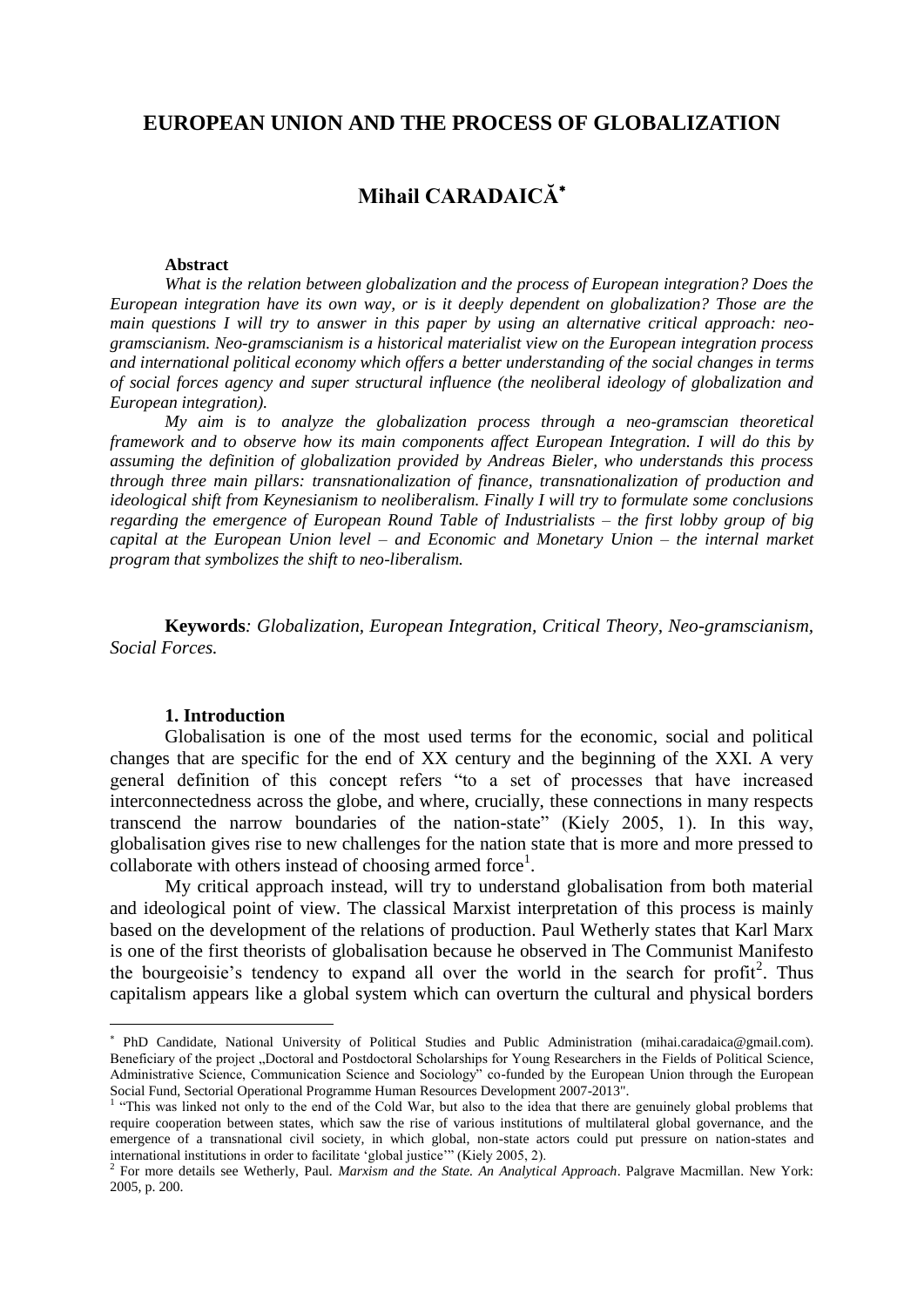# EUROPEAN UNION AND THE PROCESS OF GLOBALIZATION

## Mihail CARADAICĂ[*]

**Abstract**

*What is the relation between globalization and the process of European integration? Does the European integration have its own way, or is it deeply dependent on globalization? Those are the main questions I will try to answer in this paper by using an alternative critical approach: neo-gramscianism. Neo-gramscianism is a historical materialist view on the European integration process and international political economy which offers a better understanding of the social changes in terms of social forces agency and super structural influence (the neoliberal ideology of globalization and European integration).*

*My aim is to analyze the globalization process through a neo-gramscian theoretical framework and to observe how its main components affect European Integration. I will do this by assuming the definition of globalization provided by Andreas Bieler, who understands this process through three main pillars: transnationalization of finance, transnationalization of production and ideological shift from Keynesianism to neoliberalism. Finally I will try to formulate some conclusions regarding the emergence of European Round Table of Industrialists – the first lobby group of big capital at the European Union level – and Economic and Monetary Union – the internal market program that symbolizes the shift to neo-liberalism.*

**Keywords***:* *Globalization, European Integration, Critical Theory, Neo-gramscianism, Social Forces.*

### 1. Introduction

Globalisation is one of the most used terms for the economic, social and political changes that are specific for the end of XX century and the beginning of the XXI. A very general definition of this concept refers "to a set of processes that have increased interconnectedness across the globe, and where, crucially, these connections in many respects transcend the narrow boundaries of the nation-state" (Kiely 2005, 1). In this way, globalisation gives rise to new challenges for the nation state that is more and more pressed to collaborate with others instead of choosing armed force[1].

My critical approach instead, will try to understand globalisation from both material and ideological point of view. The classical Marxist interpretation of this process is mainly based on the development of the relations of production. Paul Wetherly states that Karl Marx is one of the first theorists of globalisation because he observed in The Communist Manifesto the bourgeoisie's tendency to expand all over the world in the search for profit[2]. Thus capitalism appears like a global system which can overturn the cultural and physical borders

---

[*] PhD Candidate, National University of Political Studies and Public Administration (mihai.caradaica@gmail.com). Beneficiary of the project „Doctoral and Postdoctoral Scholarships for Young Researchers in the Fields of Political Science, Administrative Science, Communication Science and Sociology" co-funded by the European Union through the European Social Fund, Sectorial Operational Programme Human Resources Development 2007-2013".

[1] "This was linked not only to the end of the Cold War, but also to the idea that there are genuinely global problems that require cooperation between states, which saw the rise of various institutions of multilateral global governance, and the emergence of a transnational civil society, in which global, non-state actors could put pressure on nation-states and international institutions in order to facilitate 'global justice'" (Kiely 2005, 2).

[2] For more details see Wetherly, Paul. *Marxism and the State. An Analytical Approach*. Palgrave Macmillan. New York: 2005, p. 200.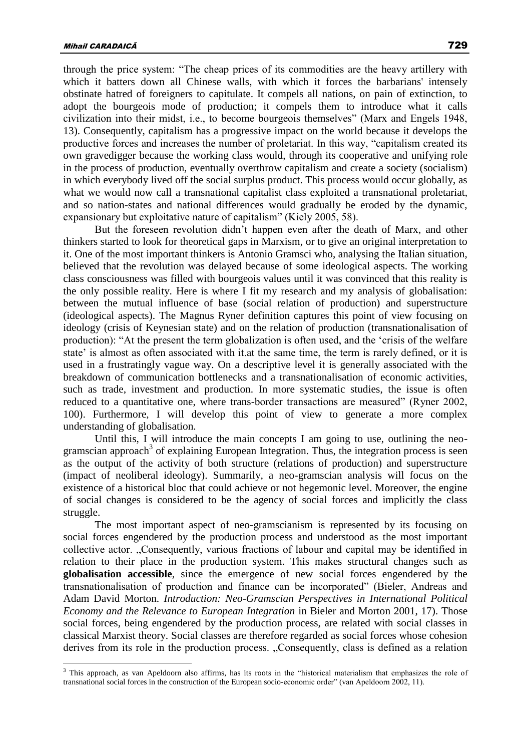through the price system: "The cheap prices of its commodities are the heavy artillery with which it batters down all Chinese walls, with which it forces the barbarians' intensely obstinate hatred of foreigners to capitulate. It compels all nations, on pain of extinction, to adopt the bourgeois mode of production; it compels them to introduce what it calls civilization into their midst, i.e., to become bourgeois themselves" (Marx and Engels 1948, 13). Consequently, capitalism has a progressive impact on the world because it develops the productive forces and increases the number of proletariat. In this way, "capitalism created its own gravedigger because the working class would, through its cooperative and unifying role in the process of production, eventually overthrow capitalism and create a society (socialism) in which everybody lived off the social surplus product. This process would occur globally, as what we would now call a transnational capitalist class exploited a transnational proletariat, and so nation-states and national differences would gradually be eroded by the dynamic, expansionary but exploitative nature of capitalism" (Kiely 2005, 58).

But the foreseen revolution didn't happen even after the death of Marx, and other thinkers started to look for theoretical gaps in Marxism, or to give an original interpretation to it. One of the most important thinkers is Antonio Gramsci who, analysing the Italian situation, believed that the revolution was delayed because of some ideological aspects. The working class consciousness was filled with bourgeois values until it was convinced that this reality is the only possible reality. Here is where I fit my research and my analysis of globalisation: between the mutual influence of base (social relation of production) and superstructure (ideological aspects). The Magnus Ryner definition captures this point of view focusing on ideology (crisis of Keynesian state) and on the relation of production (transnationalisation of production): "At the present the term globalization is often used, and the 'crisis of the welfare state' is almost as often associated with it.at the same time, the term is rarely defined, or it is used in a frustratingly vague way. On a descriptive level it is generally associated with the breakdown of communication bottlenecks and a transnationalisation of economic activities, such as trade, investment and production. In more systematic studies, the issue is often reduced to a quantitative one, where trans-border transactions are measured" (Ryner 2002, 100). Furthermore, I will develop this point of view to generate a more complex understanding of globalisation.

Until this, I will introduce the main concepts I am going to use, outlining the neo-gramscian approach[3] of explaining European Integration. Thus, the integration process is seen as the output of the activity of both structure (relations of production) and superstructure (impact of neoliberal ideology). Summarily, a neo-gramscian analysis will focus on the existence of a historical bloc that could achieve or not hegemonic level. Moreover, the engine of social changes is considered to be the agency of social forces and implicitly the class struggle.

The most important aspect of neo-gramscianism is represented by its focusing on social forces engendered by the production process and understood as the most important collective actor. „Consequently, various fractions of labour and capital may be identified in relation to their place in the production system. This makes structural changes such as **globalisation accessible**, since the emergence of new social forces engendered by the transnationalisation of production and finance can be incorporated" (Bieler, Andreas and Adam David Morton. *Introduction: Neo-Gramscian Perspectives in International Political Economy and the Relevance to European Integration* in Bieler and Morton 2001, 17). Those social forces, being engendered by the production process, are related with social classes in classical Marxist theory. Social classes are therefore regarded as social forces whose cohesion derives from its role in the production process. „Consequently, class is defined as a relation

---

[3] This approach, as van Apeldoorn also affirms, has its roots in the "historical materialism that emphasizes the role of transnational social forces in the construction of the European socio-economic order" (van Apeldoorn 2002, 11).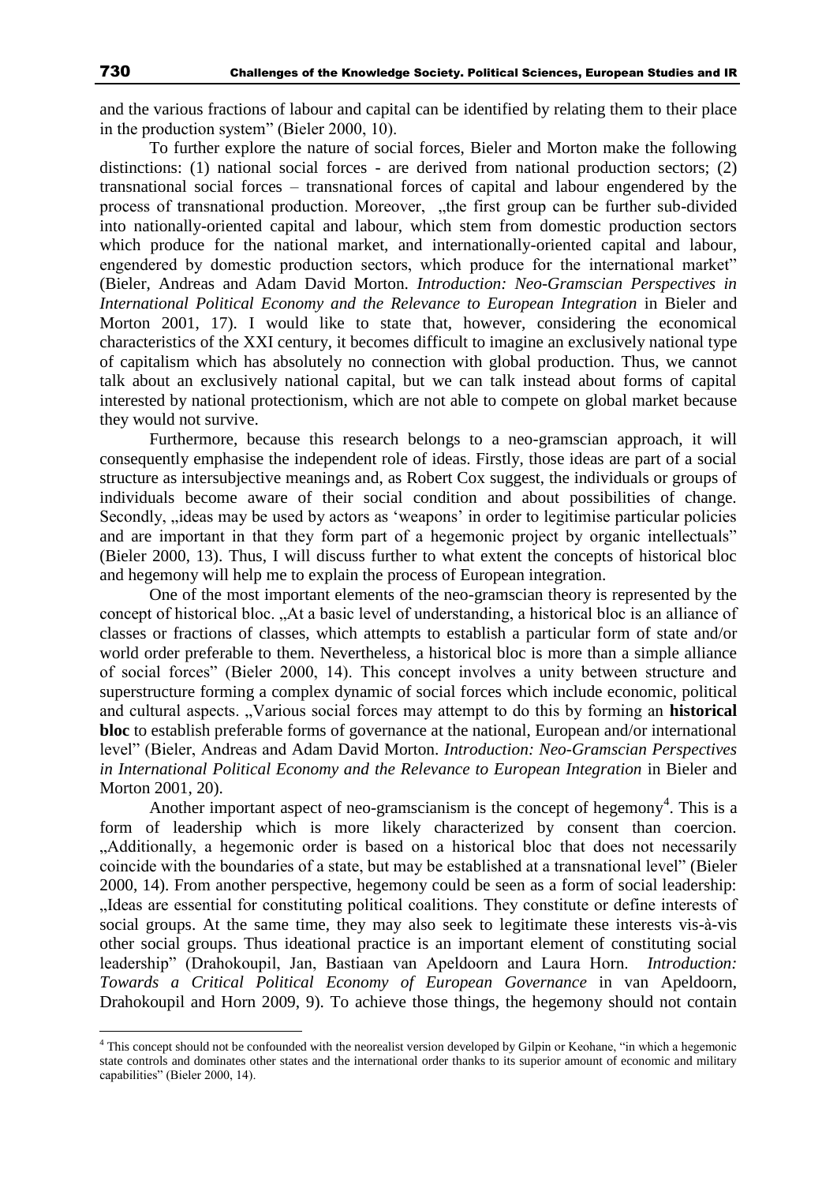and the various fractions of labour and capital can be identified by relating them to their place in the production system" (Bieler 2000, 10).

To further explore the nature of social forces, Bieler and Morton make the following distinctions: (1) national social forces - are derived from national production sectors; (2) transnational social forces – transnational forces of capital and labour engendered by the process of transnational production. Moreover, „the first group can be further sub-divided into nationally-oriented capital and labour, which stem from domestic production sectors which produce for the national market, and internationally-oriented capital and labour, engendered by domestic production sectors, which produce for the international market" (Bieler, Andreas and Adam David Morton. *Introduction: Neo-Gramscian Perspectives in International Political Economy and the Relevance to European Integration* in Bieler and Morton 2001, 17). I would like to state that, however, considering the economical characteristics of the XXI century, it becomes difficult to imagine an exclusively national type of capitalism which has absolutely no connection with global production. Thus, we cannot talk about an exclusively national capital, but we can talk instead about forms of capital interested by national protectionism, which are not able to compete on global market because they would not survive.

Furthermore, because this research belongs to a neo-gramscian approach, it will consequently emphasise the independent role of ideas. Firstly, those ideas are part of a social structure as intersubjective meanings and, as Robert Cox suggest, the individuals or groups of individuals become aware of their social condition and about possibilities of change. Secondly, „ideas may be used by actors as 'weapons' in order to legitimise particular policies and are important in that they form part of a hegemonic project by organic intellectuals" (Bieler 2000, 13). Thus, I will discuss further to what extent the concepts of historical bloc and hegemony will help me to explain the process of European integration.

One of the most important elements of the neo-gramscian theory is represented by the concept of historical bloc. „At a basic level of understanding, a historical bloc is an alliance of classes or fractions of classes, which attempts to establish a particular form of state and/or world order preferable to them. Nevertheless, a historical bloc is more than a simple alliance of social forces" (Bieler 2000, 14). This concept involves a unity between structure and superstructure forming a complex dynamic of social forces which include economic, political and cultural aspects. „Various social forces may attempt to do this by forming an **historical bloc** to establish preferable forms of governance at the national, European and/or international level" (Bieler, Andreas and Adam David Morton. *Introduction: Neo-Gramscian Perspectives in International Political Economy and the Relevance to European Integration* in Bieler and Morton 2001, 20).

Another important aspect of neo-gramscianism is the concept of hegemony[4]. This is a form of leadership which is more likely characterized by consent than coercion. „Additionally, a hegemonic order is based on a historical bloc that does not necessarily coincide with the boundaries of a state, but may be established at a transnational level" (Bieler 2000, 14). From another perspective, hegemony could be seen as a form of social leadership: „Ideas are essential for constituting political coalitions. They constitute or define interests of social groups. At the same time, they may also seek to legitimate these interests vis-à-vis other social groups. Thus ideational practice is an important element of constituting social leadership" (Drahokoupil, Jan, Bastiaan van Apeldoorn and Laura Horn. *Introduction: Towards a Critical Political Economy of European Governance* in van Apeldoorn, Drahokoupil and Horn 2009, 9). To achieve those things, the hegemony should not contain

[4] This concept should not be confounded with the neorealist version developed by Gilpin or Keohane, "in which a hegemonic state controls and dominates other states and the international order thanks to its superior amount of economic and military capabilities" (Bieler 2000, 14).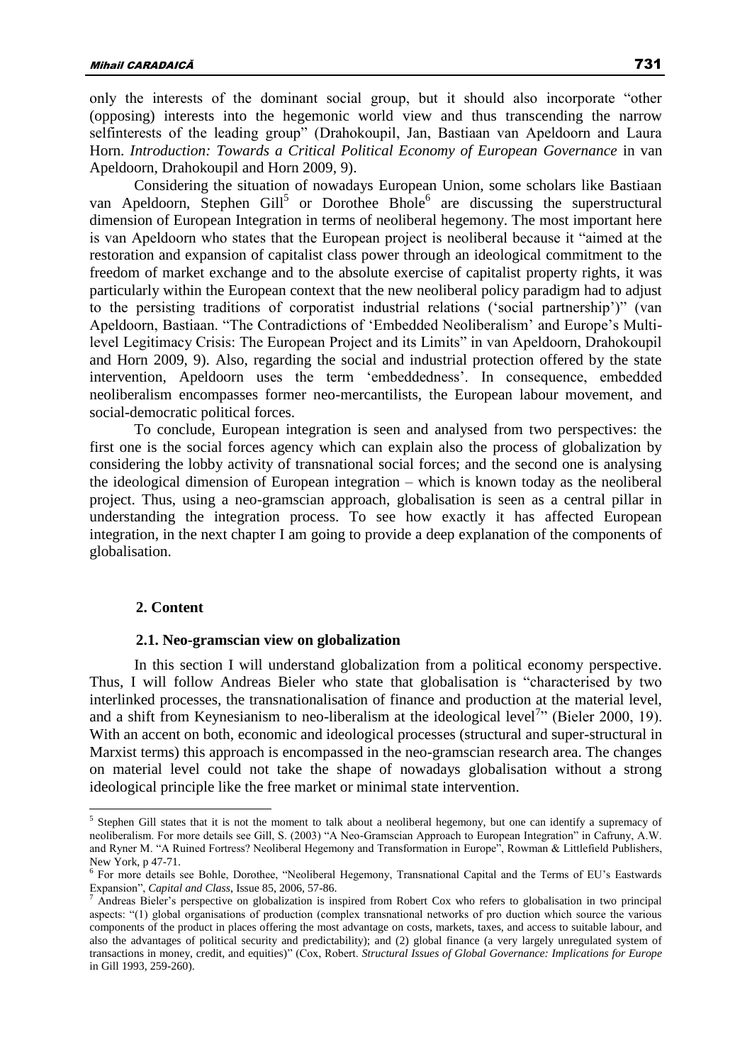only the interests of the dominant social group, but it should also incorporate "other (opposing) interests into the hegemonic world view and thus transcending the narrow selfinterests of the leading group" (Drahokoupil, Jan, Bastiaan van Apeldoorn and Laura Horn. *Introduction: Towards a Critical Political Economy of European Governance* in van Apeldoorn, Drahokoupil and Horn 2009, 9).

Considering the situation of nowadays European Union, some scholars like Bastiaan van Apeldoorn, Stephen Gill[5] or Dorothee Bhole[6] are discussing the superstructural dimension of European Integration in terms of neoliberal hegemony. The most important here is van Apeldoorn who states that the European project is neoliberal because it "aimed at the restoration and expansion of capitalist class power through an ideological commitment to the freedom of market exchange and to the absolute exercise of capitalist property rights, it was particularly within the European context that the new neoliberal policy paradigm had to adjust to the persisting traditions of corporatist industrial relations ('social partnership')" (van Apeldoorn, Bastiaan. "The Contradictions of 'Embedded Neoliberalism' and Europe's Multi-level Legitimacy Crisis: The European Project and its Limits" in van Apeldoorn, Drahokoupil and Horn 2009, 9). Also, regarding the social and industrial protection offered by the state intervention, Apeldoorn uses the term 'embeddedness'. In consequence, embedded neoliberalism encompasses former neo-mercantilists, the European labour movement, and social-democratic political forces.

To conclude, European integration is seen and analysed from two perspectives: the first one is the social forces agency which can explain also the process of globalization by considering the lobby activity of transnational social forces; and the second one is analysing the ideological dimension of European integration – which is known today as the neoliberal project. Thus, using a neo-gramscian approach, globalisation is seen as a central pillar in understanding the integration process. To see how exactly it has affected European integration, in the next chapter I am going to provide a deep explanation of the components of globalisation.

## 2. Content

### 2.1. Neo-gramscian view on globalization

In this section I will understand globalization from a political economy perspective. Thus, I will follow Andreas Bieler who state that globalisation is "characterised by two interlinked processes, the transnationalisation of finance and production at the material level, and a shift from Keynesianism to neo-liberalism at the ideological level[7]" (Bieler 2000, 19). With an accent on both, economic and ideological processes (structural and super-structural in Marxist terms) this approach is encompassed in the neo-gramscian research area. The changes on material level could not take the shape of nowadays globalisation without a strong ideological principle like the free market or minimal state intervention.

---

[5] Stephen Gill states that it is not the moment to talk about a neoliberal hegemony, but one can identify a supremacy of neoliberalism. For more details see Gill, S. (2003) "A Neo-Gramscian Approach to European Integration" in Cafruny, A.W. and Ryner M. "A Ruined Fortress? Neoliberal Hegemony and Transformation in Europe", Rowman & Littlefield Publishers, New York, p 47-71.

[6] For more details see Bohle, Dorothee, "Neoliberal Hegemony, Transnational Capital and the Terms of EU's Eastwards Expansion", *Capital and Class*, Issue 85, 2006, 57-86.

[7] Andreas Bieler's perspective on globalization is inspired from Robert Cox who refers to globalisation in two principal aspects: "(1) global organisations of production (complex transnational networks of pro duction which source the various components of the product in places offering the most advantage on costs, markets, taxes, and access to suitable labour, and also the advantages of political security and predictability); and (2) global finance (a very largely unregulated system of transactions in money, credit, and equities)" (Cox, Robert. *Structural Issues of Global Governance: Implications for Europe* in Gill 1993, 259-260).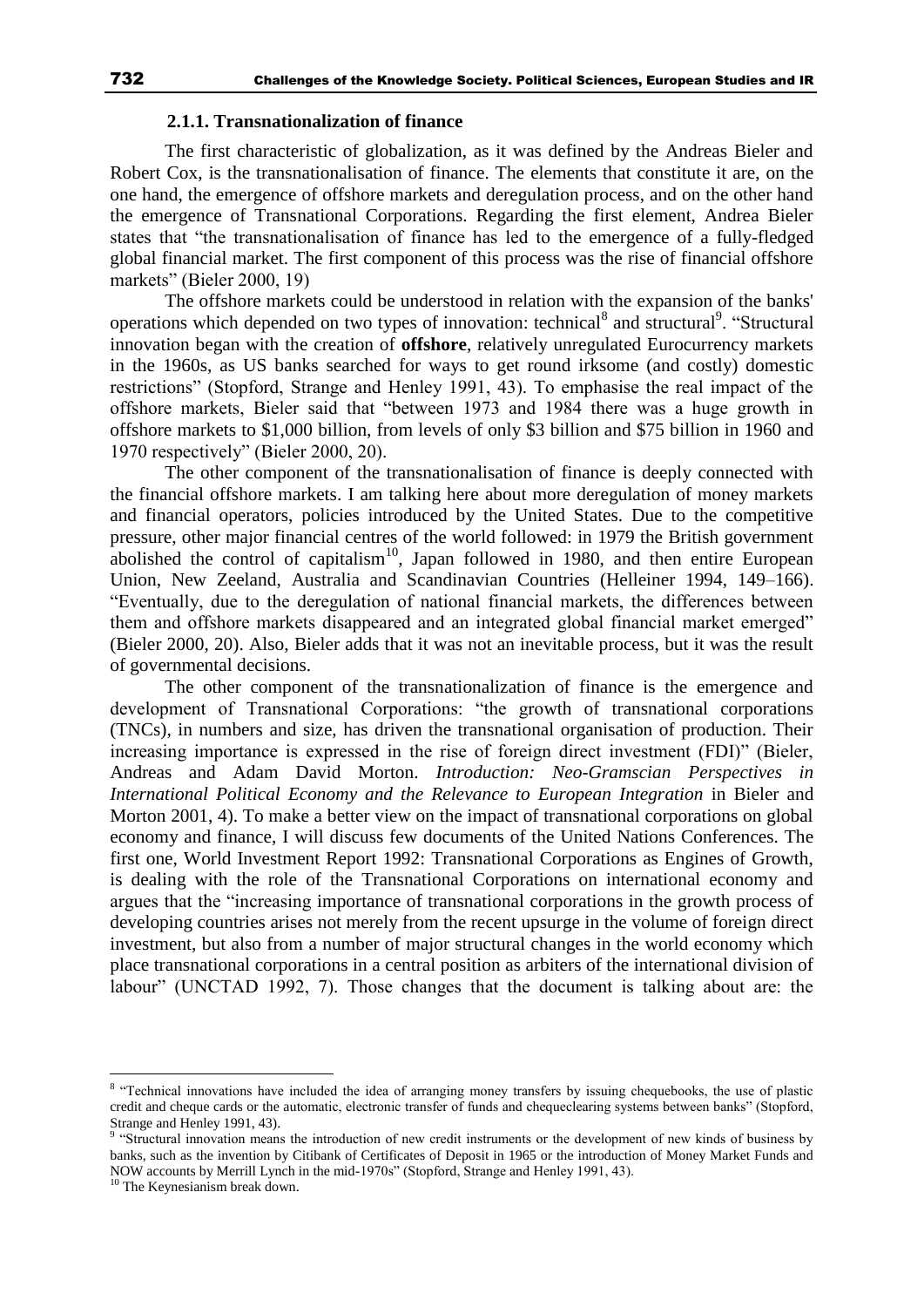### 2.1.1. Transnationalization of finance

The first characteristic of globalization, as it was defined by the Andreas Bieler and Robert Cox, is the transnationalisation of finance. The elements that constitute it are, on the one hand, the emergence of offshore markets and deregulation process, and on the other hand the emergence of Transnational Corporations. Regarding the first element, Andrea Bieler states that "the transnationalisation of finance has led to the emergence of a fully-fledged global financial market. The first component of this process was the rise of financial offshore markets" (Bieler 2000, 19)

The offshore markets could be understood in relation with the expansion of the banks' operations which depended on two types of innovation: technical[8] and structural[9]. "Structural innovation began with the creation of **offshore**, relatively unregulated Eurocurrency markets in the 1960s, as US banks searched for ways to get round irksome (and costly) domestic restrictions" (Stopford, Strange and Henley 1991, 43). To emphasise the real impact of the offshore markets, Bieler said that "between 1973 and 1984 there was a huge growth in offshore markets to $1,000 billion, from levels of only $3 billion and $75 billion in 1960 and 1970 respectively" (Bieler 2000, 20).

The other component of the transnationalisation of finance is deeply connected with the financial offshore markets. I am talking here about more deregulation of money markets and financial operators, policies introduced by the United States. Due to the competitive pressure, other major financial centres of the world followed: in 1979 the British government abolished the control of capitalism[10], Japan followed in 1980, and then entire European Union, New Zeeland, Australia and Scandinavian Countries (Helleiner 1994, 149–166). "Eventually, due to the deregulation of national financial markets, the differences between them and offshore markets disappeared and an integrated global financial market emerged" (Bieler 2000, 20). Also, Bieler adds that it was not an inevitable process, but it was the result of governmental decisions.

The other component of the transnationalization of finance is the emergence and development of Transnational Corporations: "the growth of transnational corporations (TNCs), in numbers and size, has driven the transnational organisation of production. Their increasing importance is expressed in the rise of foreign direct investment (FDI)" (Bieler, Andreas and Adam David Morton. *Introduction: Neo-Gramscian Perspectives in International Political Economy and the Relevance to European Integration* in Bieler and Morton 2001, 4). To make a better view on the impact of transnational corporations on global economy and finance, I will discuss few documents of the United Nations Conferences. The first one, World Investment Report 1992: Transnational Corporations as Engines of Growth, is dealing with the role of the Transnational Corporations on international economy and argues that the "increasing importance of transnational corporations in the growth process of developing countries arises not merely from the recent upsurge in the volume of foreign direct investment, but also from a number of major structural changes in the world economy which place transnational corporations in a central position as arbiters of the international division of labour" (UNCTAD 1992, 7). Those changes that the document is talking about are: the

---

[8] "Technical innovations have included the idea of arranging money transfers by issuing chequebooks, the use of plastic credit and cheque cards or the automatic, electronic transfer of funds and chequeclearing systems between banks" (Stopford, Strange and Henley 1991, 43).

[9] "Structural innovation means the introduction of new credit instruments or the development of new kinds of business by banks, such as the invention by Citibank of Certificates of Deposit in 1965 or the introduction of Money Market Funds and NOW accounts by Merrill Lynch in the mid-1970s" (Stopford, Strange and Henley 1991, 43).

[10] The Keynesianism break down.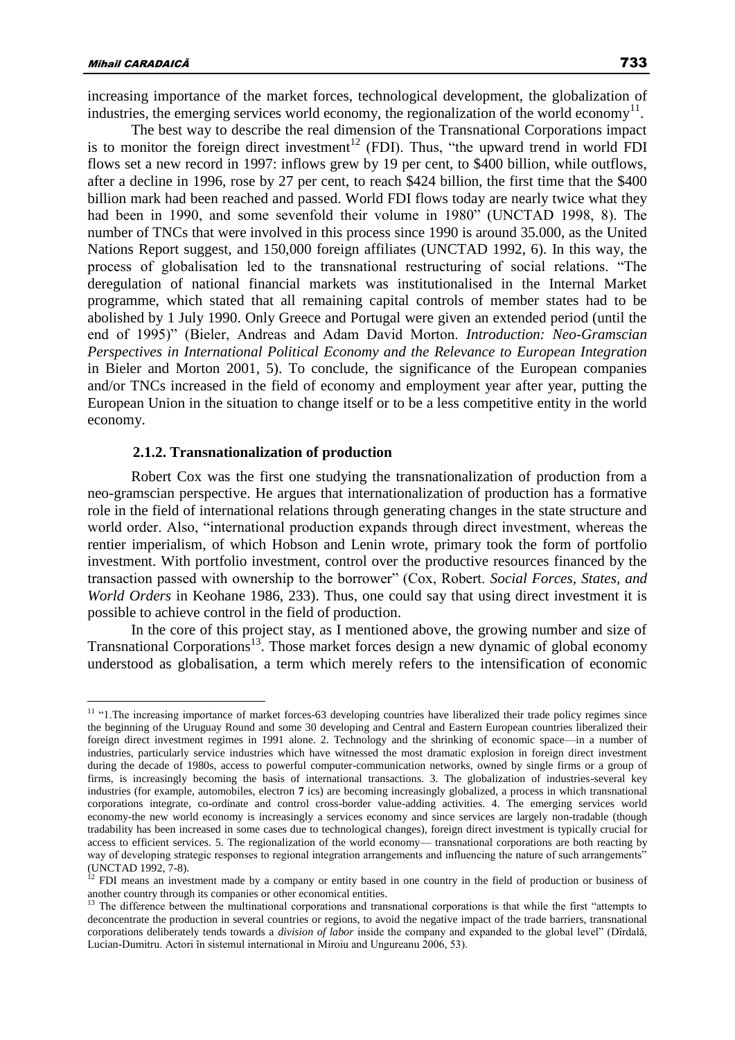increasing importance of the market forces, technological development, the globalization of industries, the emerging services world economy, the regionalization of the world economy[11].

The best way to describe the real dimension of the Transnational Corporations impact is to monitor the foreign direct investment[12] (FDI). Thus, "the upward trend in world FDI flows set a new record in 1997: inflows grew by 19 per cent, to $400 billion, while outflows, after a decline in 1996, rose by 27 per cent, to reach $424 billion, the first time that the $400 billion mark had been reached and passed. World FDI flows today are nearly twice what they had been in 1990, and some sevenfold their volume in 1980" (UNCTAD 1998, 8). The number of TNCs that were involved in this process since 1990 is around 35.000, as the United Nations Report suggest, and 150,000 foreign affiliates (UNCTAD 1992, 6). In this way, the process of globalisation led to the transnational restructuring of social relations. "The deregulation of national financial markets was institutionalised in the Internal Market programme, which stated that all remaining capital controls of member states had to be abolished by 1 July 1990. Only Greece and Portugal were given an extended period (until the end of 1995)" (Bieler, Andreas and Adam David Morton. *Introduction: Neo-Gramscian Perspectives in International Political Economy and the Relevance to European Integration* in Bieler and Morton 2001, 5). To conclude, the significance of the European companies and/or TNCs increased in the field of economy and employment year after year, putting the European Union in the situation to change itself or to be a less competitive entity in the world economy.

### 2.1.2. Transnationalization of production

Robert Cox was the first one studying the transnationalization of production from a neo-gramscian perspective. He argues that internationalization of production has a formative role in the field of international relations through generating changes in the state structure and world order. Also, "international production expands through direct investment, whereas the rentier imperialism, of which Hobson and Lenin wrote, primary took the form of portfolio investment. With portfolio investment, control over the productive resources financed by the transaction passed with ownership to the borrower" (Cox, Robert. *Social Forces, States, and World Orders* in Keohane 1986, 233). Thus, one could say that using direct investment it is possible to achieve control in the field of production.

In the core of this project stay, as I mentioned above, the growing number and size of Transnational Corporations[13]. Those market forces design a new dynamic of global economy understood as globalisation, a term which merely refers to the intensification of economic

---

[11] "1.The increasing importance of market forces-63 developing countries have liberalized their trade policy regimes since the beginning of the Uruguay Round and some 30 developing and Central and Eastern European countries liberalized their foreign direct investment regimes in 1991 alone. 2. Technology and the shrinking of economic space—in a number of industries, particularly service industries which have witnessed the most dramatic explosion in foreign direct investment during the decade of 1980s, access to powerful computer-communication networks, owned by single firms or a group of firms, is increasingly becoming the basis of international transactions. 3. The globalization of industries-several key industries (for example, automobiles, electron **7** ics) are becoming increasingly globalized, a process in which transnational corporations integrate, co-ordinate and control cross-border value-adding activities. 4. The emerging services world economy-the new world economy is increasingly a services economy and since services are largely non-tradable (though tradability has been increased in some cases due to technological changes), foreign direct investment is typically crucial for access to efficient services. 5. The regionalization of the world economy— transnational corporations are both reacting by way of developing strategic responses to regional integration arrangements and influencing the nature of such arrangements" (UNCTAD 1992, 7-8).

[12] FDI means an investment made by a company or entity based in one country in the field of production or business of another country through its companies or other economical entities.

[13] The difference between the multinational corporations and transnational corporations is that while the first "attempts to deconcentrate the production in several countries or regions, to avoid the negative impact of the trade barriers, transnational corporations deliberately tends towards a *division of labor* inside the company and expanded to the global level" (Dîrdală, Lucian-Dumitru. Actori în sistemul international in Miroiu and Ungureanu 2006, 53).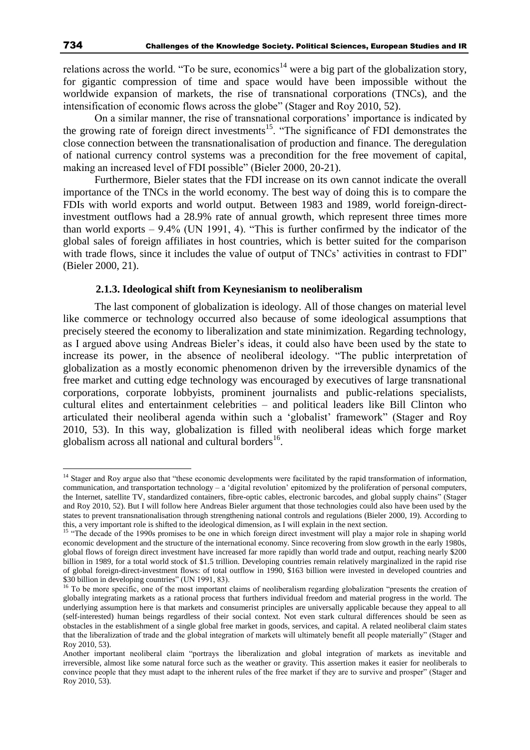relations across the world. "To be sure, economics[14] were a big part of the globalization story, for gigantic compression of time and space would have been impossible without the worldwide expansion of markets, the rise of transnational corporations (TNCs), and the intensification of economic flows across the globe" (Stager and Roy 2010, 52).

On a similar manner, the rise of transnational corporations' importance is indicated by the growing rate of foreign direct investments[15]. "The significance of FDI demonstrates the close connection between the transnationalisation of production and finance. The deregulation of national currency control systems was a precondition for the free movement of capital, making an increased level of FDI possible" (Bieler 2000, 20-21).

Furthermore, Bieler states that the FDI increase on its own cannot indicate the overall importance of the TNCs in the world economy. The best way of doing this is to compare the FDIs with world exports and world output. Between 1983 and 1989, world foreign-direct-investment outflows had a 28.9% rate of annual growth, which represent three times more than world exports – 9.4% (UN 1991, 4). "This is further confirmed by the indicator of the global sales of foreign affiliates in host countries, which is better suited for the comparison with trade flows, since it includes the value of output of TNCs' activities in contrast to FDI" (Bieler 2000, 21).

### 2.1.3. Ideological shift from Keynesianism to neoliberalism

The last component of globalization is ideology. All of those changes on material level like commerce or technology occurred also because of some ideological assumptions that precisely steered the economy to liberalization and state minimization. Regarding technology, as I argued above using Andreas Bieler's ideas, it could also have been used by the state to increase its power, in the absence of neoliberal ideology. "The public interpretation of globalization as a mostly economic phenomenon driven by the irreversible dynamics of the free market and cutting edge technology was encouraged by executives of large transnational corporations, corporate lobbyists, prominent journalists and public-relations specialists, cultural elites and entertainment celebrities – and political leaders like Bill Clinton who articulated their neoliberal agenda within such a 'globalist' framework" (Stager and Roy 2010, 53). In this way, globalization is filled with neoliberal ideas which forge market globalism across all national and cultural borders[16].

---

[14] Stager and Roy argue also that "these economic developments were facilitated by the rapid transformation of information, communication, and transportation technology – a 'digital revolution' epitomized by the proliferation of personal computers, the Internet, satellite TV, standardized containers, fibre-optic cables, electronic barcodes, and global supply chains" (Stager and Roy 2010, 52). But I will follow here Andreas Bieler argument that those technologies could also have been used by the states to prevent transnationalisation through strengthening national controls and regulations (Bieler 2000, 19). According to this, a very important role is shifted to the ideological dimension, as I will explain in the next section.

[15] "The decade of the 1990s promises to be one in which foreign direct investment will play a major role in shaping world economic development and the structure of the international economy. Since recovering from slow growth in the early 1980s, global flows of foreign direct investment have increased far more rapidly than world trade and output, reaching nearly \$200 billion in 1989, for a total world stock of \$1.5 trillion. Developing countries remain relatively marginalized in the rapid rise of global foreign-direct-investment flows: of total outflow in 1990, \$163 billion were invested in developed countries and \$30 billion in developing countries" (UN 1991, 83).

[16] To be more specific, one of the most important claims of neoliberalism regarding globalization "presents the creation of globally integrating markets as a rational process that furthers individual freedom and material progress in the world. The underlying assumption here is that markets and consumerist principles are universally applicable because they appeal to all (self-interested) human beings regardless of their social context. Not even stark cultural differences should be seen as obstacles in the establishment of a single global free market in goods, services, and capital. A related neoliberal claim states that the liberalization of trade and the global integration of markets will ultimately benefit all people materially" (Stager and Roy 2010, 53).

Another important neoliberal claim "portrays the liberalization and global integration of markets as inevitable and irreversible, almost like some natural force such as the weather or gravity. This assertion makes it easier for neoliberals to convince people that they must adapt to the inherent rules of the free market if they are to survive and prosper" (Stager and Roy 2010, 53).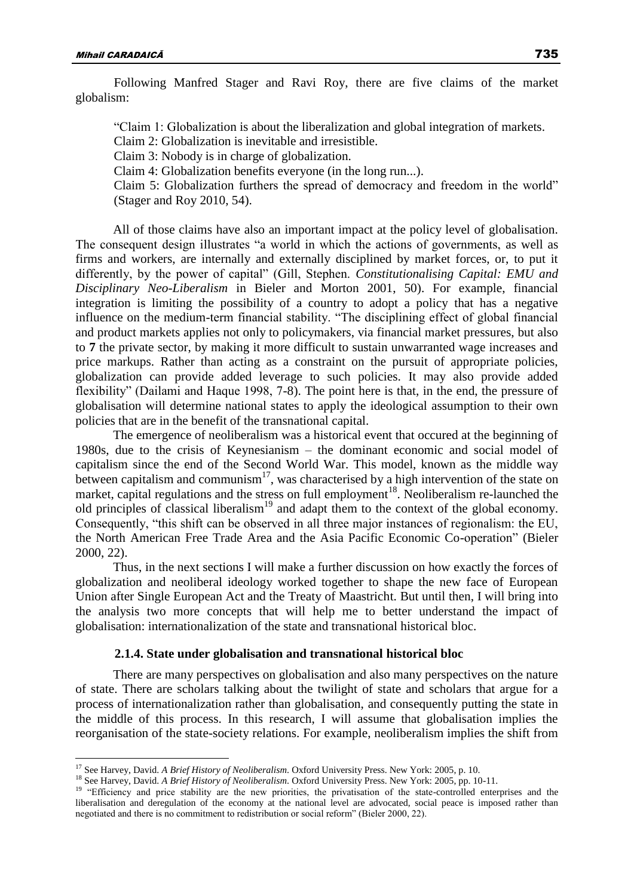Following Manfred Stager and Ravi Roy, there are five claims of the market globalism:

> "Claim 1: Globalization is about the liberalization and global integration of markets.
> Claim 2: Globalization is inevitable and irresistible.
> Claim 3: Nobody is in charge of globalization.
> Claim 4: Globalization benefits everyone (in the long run...).
> Claim 5: Globalization furthers the spread of democracy and freedom in the world" (Stager and Roy 2010, 54).

All of those claims have also an important impact at the policy level of globalisation. The consequent design illustrates "a world in which the actions of governments, as well as firms and workers, are internally and externally disciplined by market forces, or, to put it differently, by the power of capital" (Gill, Stephen. *Constitutionalising Capital: EMU and Disciplinary Neo-Liberalism* in Bieler and Morton 2001, 50). For example, financial integration is limiting the possibility of a country to adopt a policy that has a negative influence on the medium-term financial stability. "The disciplining effect of global financial and product markets applies not only to policymakers, via financial market pressures, but also to **7** the private sector, by making it more difficult to sustain unwarranted wage increases and price markups. Rather than acting as a constraint on the pursuit of appropriate policies, globalization can provide added leverage to such policies. It may also provide added flexibility" (Dailami and Haque 1998, 7-8). The point here is that, in the end, the pressure of globalisation will determine national states to apply the ideological assumption to their own policies that are in the benefit of the transnational capital.

The emergence of neoliberalism was a historical event that occured at the beginning of 1980s, due to the crisis of Keynesianism – the dominant economic and social model of capitalism since the end of the Second World War. This model, known as the middle way between capitalism and communism[17], was characterised by a high intervention of the state on market, capital regulations and the stress on full employment[18]. Neoliberalism re-launched the old principles of classical liberalism[19] and adapt them to the context of the global economy. Consequently, "this shift can be observed in all three major instances of regionalism: the EU, the North American Free Trade Area and the Asia Pacific Economic Co-operation" (Bieler 2000, 22).

Thus, in the next sections I will make a further discussion on how exactly the forces of globalization and neoliberal ideology worked together to shape the new face of European Union after Single European Act and the Treaty of Maastricht. But until then, I will bring into the analysis two more concepts that will help me to better understand the impact of globalisation: internationalization of the state and transnational historical bloc.

### 2.1.4. State under globalisation and transnational historical bloc

There are many perspectives on globalisation and also many perspectives on the nature of state. There are scholars talking about the twilight of state and scholars that argue for a process of internationalization rather than globalisation, and consequently putting the state in the middle of this process. In this research, I will assume that globalisation implies the reorganisation of the state-society relations. For example, neoliberalism implies the shift from

---

[17] See Harvey, David. *A Brief History of Neoliberalism.* Oxford University Press. New York: 2005, p. 10.

[18] See Harvey, David. *A Brief History of Neoliberalism.* Oxford University Press. New York: 2005, pp. 10-11.

[19] "Efficiency and price stability are the new priorities, the privatisation of the state-controlled enterprises and the liberalisation and deregulation of the economy at the national level are advocated, social peace is imposed rather than negotiated and there is no commitment to redistribution or social reform" (Bieler 2000, 22).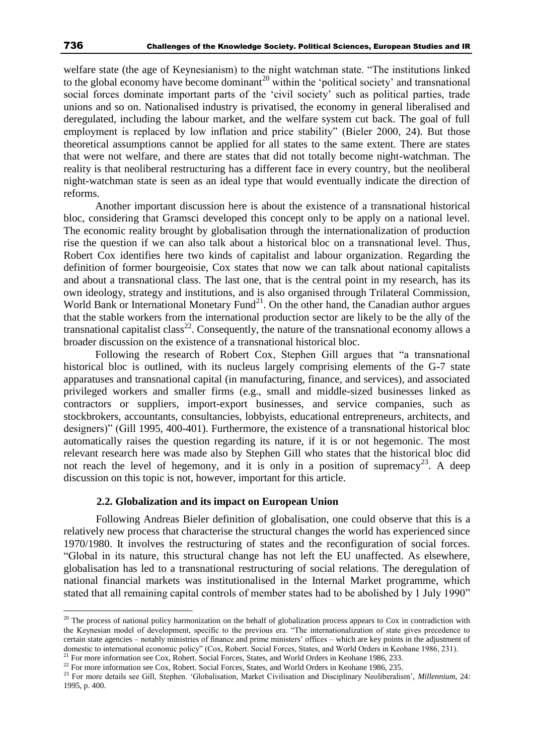welfare state (the age of Keynesianism) to the night watchman state. "The institutions linked to the global economy have become dominant[20] within the 'political society' and transnational social forces dominate important parts of the 'civil society' such as political parties, trade unions and so on. Nationalised industry is privatised, the economy in general liberalised and deregulated, including the labour market, and the welfare system cut back. The goal of full employment is replaced by low inflation and price stability" (Bieler 2000, 24). But those theoretical assumptions cannot be applied for all states to the same extent. There are states that were not welfare, and there are states that did not totally become night-watchman. The reality is that neoliberal restructuring has a different face in every country, but the neoliberal night-watchman state is seen as an ideal type that would eventually indicate the direction of reforms.

Another important discussion here is about the existence of a transnational historical bloc, considering that Gramsci developed this concept only to be apply on a national level. The economic reality brought by globalisation through the internationalization of production rise the question if we can also talk about a historical bloc on a transnational level. Thus, Robert Cox identifies here two kinds of capitalist and labour organization. Regarding the definition of former bourgeoisie, Cox states that now we can talk about national capitalists and about a transnational class. The last one, that is the central point in my research, has its own ideology, strategy and institutions, and is also organised through Trilateral Commission, World Bank or International Monetary Fund[21]. On the other hand, the Canadian author argues that the stable workers from the international production sector are likely to be the ally of the transnational capitalist class[22]. Consequently, the nature of the transnational economy allows a broader discussion on the existence of a transnational historical bloc.

Following the research of Robert Cox, Stephen Gill argues that "a transnational historical bloc is outlined, with its nucleus largely comprising elements of the G-7 state apparatuses and transnational capital (in manufacturing, finance, and services), and associated privileged workers and smaller firms (e.g., small and middle-sized businesses linked as contractors or suppliers, import-export businesses, and service companies, such as stockbrokers, accountants, consultancies, lobbyists, educational entrepreneurs, architects, and designers)" (Gill 1995, 400-401). Furthermore, the existence of a transnational historical bloc automatically raises the question regarding its nature, if it is or not hegemonic. The most relevant research here was made also by Stephen Gill who states that the historical bloc did not reach the level of hegemony, and it is only in a position of supremacy[23]. A deep discussion on this topic is not, however, important for this article.

### 2.2. Globalization and its impact on European Union

Following Andreas Bieler definition of globalisation, one could observe that this is a relatively new process that characterise the structural changes the world has experienced since 1970/1980. It involves the restructuring of states and the reconfiguration of social forces. "Global in its nature, this structural change has not left the EU unaffected. As elsewhere, globalisation has led to a transnational restructuring of social relations. The deregulation of national financial markets was institutionalised in the Internal Market programme, which stated that all remaining capital controls of member states had to be abolished by 1 July 1990"

---

[20] The process of national policy harmonization on the behalf of globalization process appears to Cox in contradiction with the Keynesian model of development, specific to the previous era. "The internationalization of state gives precedence to certain state agencies – notably ministries of finance and prime ministers' offices – which are key points in the adjustment of domestic to international economic policy" (Cox, Robert. Social Forces, States, and World Orders in Keohane 1986, 231).

[21] For more information see Cox, Robert. Social Forces, States, and World Orders in Keohane 1986, 233.

[22] For more information see Cox, Robert. Social Forces, States, and World Orders in Keohane 1986, 235.

[23] For more details see Gill, Stephen. 'Globalisation, Market Civilisation and Disciplinary Neoliberalism', *Millennium,* 24: 1995, p. 400.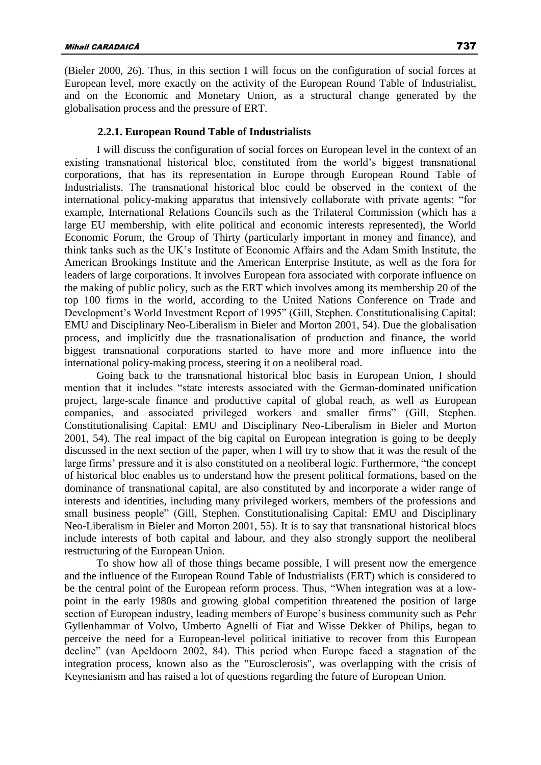(Bieler 2000, 26). Thus, in this section I will focus on the configuration of social forces at European level, more exactly on the activity of the European Round Table of Industrialist, and on the Economic and Monetary Union, as a structural change generated by the globalisation process and the pressure of ERT.

### 2.2.1. European Round Table of Industrialists

I will discuss the configuration of social forces on European level in the context of an existing transnational historical bloc, constituted from the world's biggest transnational corporations, that has its representation in Europe through European Round Table of Industrialists. The transnational historical bloc could be observed in the context of the international policy-making apparatus that intensively collaborate with private agents: "for example, International Relations Councils such as the Trilateral Commission (which has a large EU membership, with elite political and economic interests represented), the World Economic Forum, the Group of Thirty (particularly important in money and finance), and think tanks such as the UK's Institute of Economic Affairs and the Adam Smith Institute, the American Brookings Institute and the American Enterprise Institute, as well as the fora for leaders of large corporations. It involves European fora associated with corporate influence on the making of public policy, such as the ERT which involves among its membership 20 of the top 100 firms in the world, according to the United Nations Conference on Trade and Development's World Investment Report of 1995" (Gill, Stephen. Constitutionalising Capital: EMU and Disciplinary Neo-Liberalism in Bieler and Morton 2001, 54). Due the globalisation process, and implicitly due the trasnationalisation of production and finance, the world biggest transnational corporations started to have more and more influence into the international policy-making process, steering it on a neoliberal road.

Going back to the transnational historical bloc basis in European Union, I should mention that it includes "state interests associated with the German-dominated unification project, large-scale finance and productive capital of global reach, as well as European companies, and associated privileged workers and smaller firms" (Gill, Stephen. Constitutionalising Capital: EMU and Disciplinary Neo-Liberalism in Bieler and Morton 2001, 54). The real impact of the big capital on European integration is going to be deeply discussed in the next section of the paper, when I will try to show that it was the result of the large firms' pressure and it is also constituted on a neoliberal logic. Furthermore, "the concept of historical bloc enables us to understand how the present political formations, based on the dominance of transnational capital, are also constituted by and incorporate a wider range of interests and identities, including many privileged workers, members of the professions and small business people" (Gill, Stephen. Constitutionalising Capital: EMU and Disciplinary Neo-Liberalism in Bieler and Morton 2001, 55). It is to say that transnational historical blocs include interests of both capital and labour, and they also strongly support the neoliberal restructuring of the European Union.

To show how all of those things became possible, I will present now the emergence and the influence of the European Round Table of Industrialists (ERT) which is considered to be the central point of the European reform process. Thus, "When integration was at a low-point in the early 1980s and growing global competition threatened the position of large section of European industry, leading members of Europe's business community such as Pehr Gyllenhammar of Volvo, Umberto Agnelli of Fiat and Wisse Dekker of Philips, began to perceive the need for a European-level political initiative to recover from this European decline" (van Apeldoorn 2002, 84). This period when Europe faced a stagnation of the integration process, known also as the "Eurosclerosis", was overlapping with the crisis of Keynesianism and has raised a lot of questions regarding the future of European Union.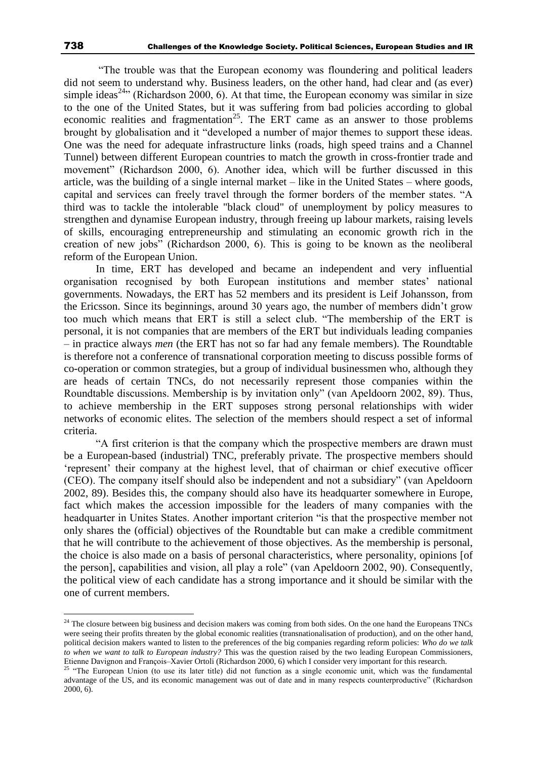"The trouble was that the European economy was floundering and political leaders did not seem to understand why. Business leaders, on the other hand, had clear and (as ever) simple ideas[24]" (Richardson 2000, 6). At that time, the European economy was similar in size to the one of the United States, but it was suffering from bad policies according to global economic realities and fragmentation[25]. The ERT came as an answer to those problems brought by globalisation and it "developed a number of major themes to support these ideas. One was the need for adequate infrastructure links (roads, high speed trains and a Channel Tunnel) between different European countries to match the growth in cross-frontier trade and movement" (Richardson 2000, 6). Another idea, which will be further discussed in this article, was the building of a single internal market – like in the United States – where goods, capital and services can freely travel through the former borders of the member states. "A third was to tackle the intolerable "black cloud" of unemployment by policy measures to strengthen and dynamise European industry, through freeing up labour markets, raising levels of skills, encouraging entrepreneurship and stimulating an economic growth rich in the creation of new jobs" (Richardson 2000, 6). This is going to be known as the neoliberal reform of the European Union.

In time, ERT has developed and became an independent and very influential organisation recognised by both European institutions and member states' national governments. Nowadays, the ERT has 52 members and its president is Leif Johansson, from the Ericsson. Since its beginnings, around 30 years ago, the number of members didn't grow too much which means that ERT is still a select club. "The membership of the ERT is personal, it is not companies that are members of the ERT but individuals leading companies – in practice always *men* (the ERT has not so far had any female members). The Roundtable is therefore not a conference of transnational corporation meeting to discuss possible forms of co-operation or common strategies, but a group of individual businessmen who, although they are heads of certain TNCs, do not necessarily represent those companies within the Roundtable discussions. Membership is by invitation only" (van Apeldoorn 2002, 89). Thus, to achieve membership in the ERT supposes strong personal relationships with wider networks of economic elites. The selection of the members should respect a set of informal criteria.

"A first criterion is that the company which the prospective members are drawn must be a European-based (industrial) TNC, preferably private. The prospective members should 'represent' their company at the highest level, that of chairman or chief executive officer (CEO). The company itself should also be independent and not a subsidiary" (van Apeldoorn 2002, 89). Besides this, the company should also have its headquarter somewhere in Europe, fact which makes the accession impossible for the leaders of many companies with the headquarter in Unites States. Another important criterion "is that the prospective member not only shares the (official) objectives of the Roundtable but can make a credible commitment that he will contribute to the achievement of those objectives. As the membership is personal, the choice is also made on a basis of personal characteristics, where personality, opinions [of the person], capabilities and vision, all play a role" (van Apeldoorn 2002, 90). Consequently, the political view of each candidate has a strong importance and it should be similar with the one of current members.

---

[24] The closure between big business and decision makers was coming from both sides. On the one hand the Europeans TNCs were seeing their profits threaten by the global economic realities (transnationalisation of production), and on the other hand, political decision makers wanted to listen to the preferences of the big companies regarding reform policies: *Who do we talk to when we want to talk to European industry?* This was the question raised by the two leading European Commissioners, Etienne Davignon and François–Xavier Ortoli (Richardson 2000, 6) which I consider very important for this research.

[25] "The European Union (to use its later title) did not function as a single economic unit, which was the fundamental advantage of the US, and its economic management was out of date and in many respects counterproductive" (Richardson 2000, 6).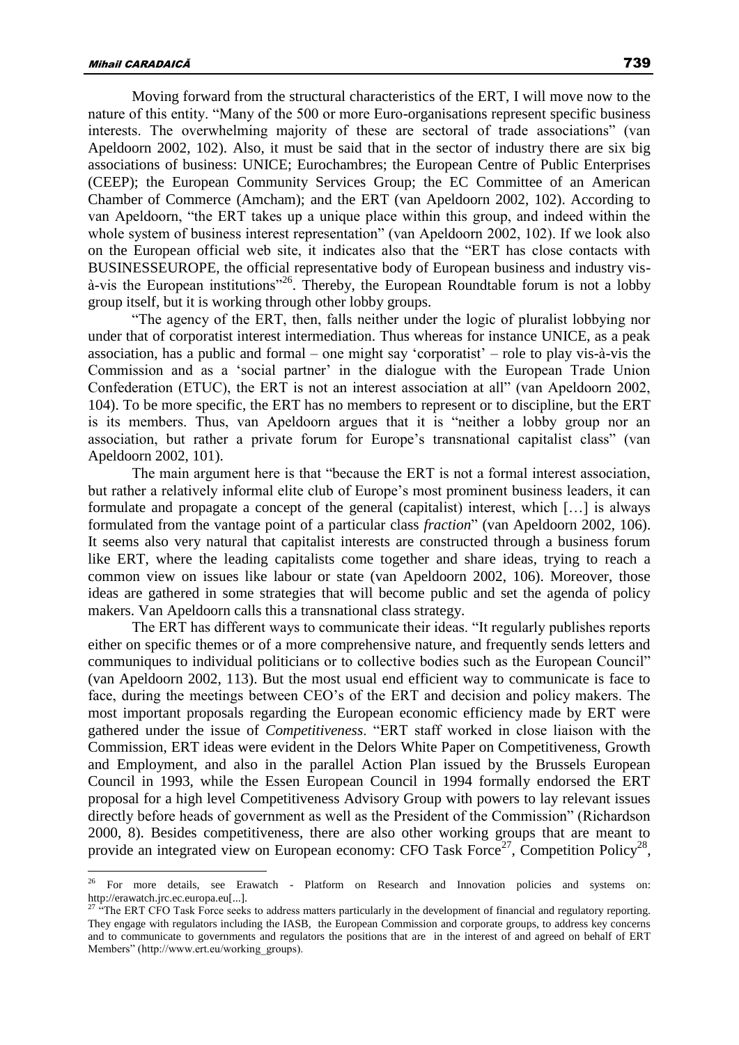Moving forward from the structural characteristics of the ERT, I will move now to the nature of this entity. "Many of the 500 or more Euro-organisations represent specific business interests. The overwhelming majority of these are sectoral of trade associations" (van Apeldoorn 2002, 102). Also, it must be said that in the sector of industry there are six big associations of business: UNICE; Eurochambres; the European Centre of Public Enterprises (CEEP); the European Community Services Group; the EC Committee of an American Chamber of Commerce (Amcham); and the ERT (van Apeldoorn 2002, 102). According to van Apeldoorn, "the ERT takes up a unique place within this group, and indeed within the whole system of business interest representation" (van Apeldoorn 2002, 102). If we look also on the European official web site, it indicates also that the "ERT has close contacts with BUSINESSEUROPE, the official representative body of European business and industry vis-à-vis the European institutions"[26]. Thereby, the European Roundtable forum is not a lobby group itself, but it is working through other lobby groups.

"The agency of the ERT, then, falls neither under the logic of pluralist lobbying nor under that of corporatist interest intermediation. Thus whereas for instance UNICE, as a peak association, has a public and formal – one might say 'corporatist' – role to play vis-à-vis the Commission and as a 'social partner' in the dialogue with the European Trade Union Confederation (ETUC), the ERT is not an interest association at all" (van Apeldoorn 2002, 104). To be more specific, the ERT has no members to represent or to discipline, but the ERT is its members. Thus, van Apeldoorn argues that it is "neither a lobby group nor an association, but rather a private forum for Europe's transnational capitalist class" (van Apeldoorn 2002, 101).

The main argument here is that "because the ERT is not a formal interest association, but rather a relatively informal elite club of Europe's most prominent business leaders, it can formulate and propagate a concept of the general (capitalist) interest, which […] is always formulated from the vantage point of a particular class *fraction*" (van Apeldoorn 2002, 106). It seems also very natural that capitalist interests are constructed through a business forum like ERT, where the leading capitalists come together and share ideas, trying to reach a common view on issues like labour or state (van Apeldoorn 2002, 106). Moreover, those ideas are gathered in some strategies that will become public and set the agenda of policy makers. Van Apeldoorn calls this a transnational class strategy.

The ERT has different ways to communicate their ideas. "It regularly publishes reports either on specific themes or of a more comprehensive nature, and frequently sends letters and communiques to individual politicians or to collective bodies such as the European Council" (van Apeldoorn 2002, 113). But the most usual end efficient way to communicate is face to face, during the meetings between CEO's of the ERT and decision and policy makers. The most important proposals regarding the European economic efficiency made by ERT were gathered under the issue of *Competitiveness*. "ERT staff worked in close liaison with the Commission, ERT ideas were evident in the Delors White Paper on Competitiveness, Growth and Employment, and also in the parallel Action Plan issued by the Brussels European Council in 1993, while the Essen European Council in 1994 formally endorsed the ERT proposal for a high level Competitiveness Advisory Group with powers to lay relevant issues directly before heads of government as well as the President of the Commission" (Richardson 2000, 8). Besides competitiveness, there are also other working groups that are meant to provide an integrated view on European economy: CFO Task Force[27], Competition Policy[28],

---

[26] For more details, see Erawatch - Platform on Research and Innovation policies and systems on: http://erawatch.jrc.ec.europa.eu[...].

[27] "The ERT CFO Task Force seeks to address matters particularly in the development of financial and regulatory reporting. They engage with regulators including the IASB, the European Commission and corporate groups, to address key concerns and to communicate to governments and regulators the positions that are in the interest of and agreed on behalf of ERT Members" (http://www.ert.eu/working_groups).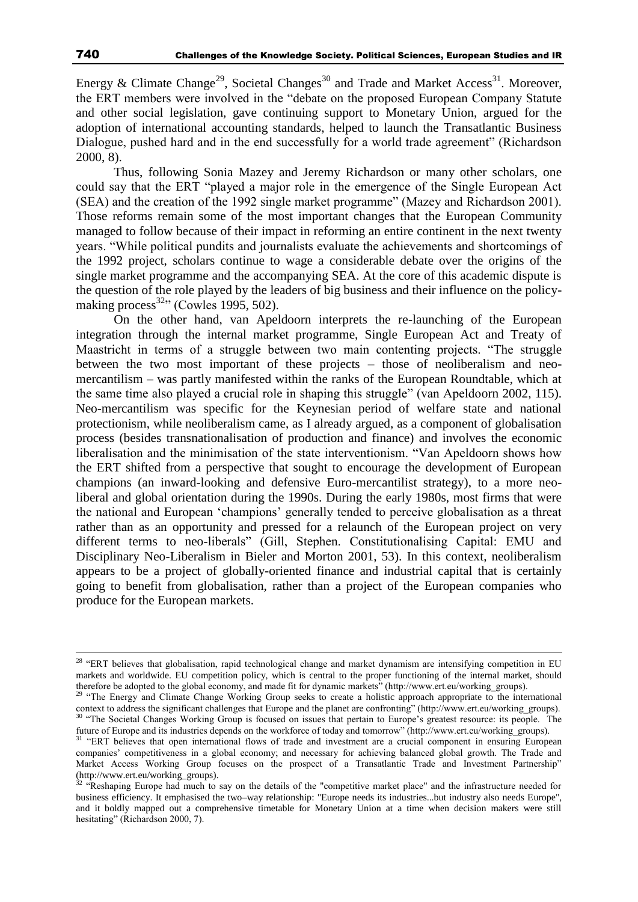Energy & Climate Change[29], Societal Changes[30] and Trade and Market Access[31]. Moreover, the ERT members were involved in the "debate on the proposed European Company Statute and other social legislation, gave continuing support to Monetary Union, argued for the adoption of international accounting standards, helped to launch the Transatlantic Business Dialogue, pushed hard and in the end successfully for a world trade agreement" (Richardson 2000, 8).

Thus, following Sonia Mazey and Jeremy Richardson or many other scholars, one could say that the ERT "played a major role in the emergence of the Single European Act (SEA) and the creation of the 1992 single market programme" (Mazey and Richardson 2001). Those reforms remain some of the most important changes that the European Community managed to follow because of their impact in reforming an entire continent in the next twenty years. "While political pundits and journalists evaluate the achievements and shortcomings of the 1992 project, scholars continue to wage a considerable debate over the origins of the single market programme and the accompanying SEA. At the core of this academic dispute is the question of the role played by the leaders of big business and their influence on the policy-making process[32]" (Cowles 1995, 502).

On the other hand, van Apeldoorn interprets the re-launching of the European integration through the internal market programme, Single European Act and Treaty of Maastricht in terms of a struggle between two main contenting projects. "The struggle between the two most important of these projects – those of neoliberalism and neo-mercantilism – was partly manifested within the ranks of the European Roundtable, which at the same time also played a crucial role in shaping this struggle" (van Apeldoorn 2002, 115). Neo-mercantilism was specific for the Keynesian period of welfare state and national protectionism, while neoliberalism came, as I already argued, as a component of globalisation process (besides transnationalisation of production and finance) and involves the economic liberalisation and the minimisation of the state interventionism. "Van Apeldoorn shows how the ERT shifted from a perspective that sought to encourage the development of European champions (an inward-looking and defensive Euro-mercantilist strategy), to a more neo-liberal and global orientation during the 1990s. During the early 1980s, most firms that were the national and European 'champions' generally tended to perceive globalisation as a threat rather than as an opportunity and pressed for a relaunch of the European project on very different terms to neo-liberals" (Gill, Stephen. Constitutionalising Capital: EMU and Disciplinary Neo-Liberalism in Bieler and Morton 2001, 53). In this context, neoliberalism appears to be a project of globally-oriented finance and industrial capital that is certainly going to benefit from globalisation, rather than a project of the European companies who produce for the European markets.

---

[28] "ERT believes that globalisation, rapid technological change and market dynamism are intensifying competition in EU markets and worldwide. EU competition policy, which is central to the proper functioning of the internal market, should therefore be adopted to the global economy, and made fit for dynamic markets" (http://www.ert.eu/working_groups).

[29] "The Energy and Climate Change Working Group seeks to create a holistic approach appropriate to the international context to address the significant challenges that Europe and the planet are confronting" (http://www.ert.eu/working_groups).

[30] "The Societal Changes Working Group is focused on issues that pertain to Europe's greatest resource: its people. The future of Europe and its industries depends on the workforce of today and tomorrow" (http://www.ert.eu/working_groups).

[31] "ERT believes that open international flows of trade and investment are a crucial component in ensuring European companies' competitiveness in a global economy; and necessary for achieving balanced global growth. The Trade and Market Access Working Group focuses on the prospect of a Transatlantic Trade and Investment Partnership" (http://www.ert.eu/working_groups).

[32] "Reshaping Europe had much to say on the details of the "competitive market place" and the infrastructure needed for business efficiency. It emphasised the two–way relationship: "Europe needs its industries...but industry also needs Europe", and it boldly mapped out a comprehensive timetable for Monetary Union at a time when decision makers were still hesitating" (Richardson 2000, 7).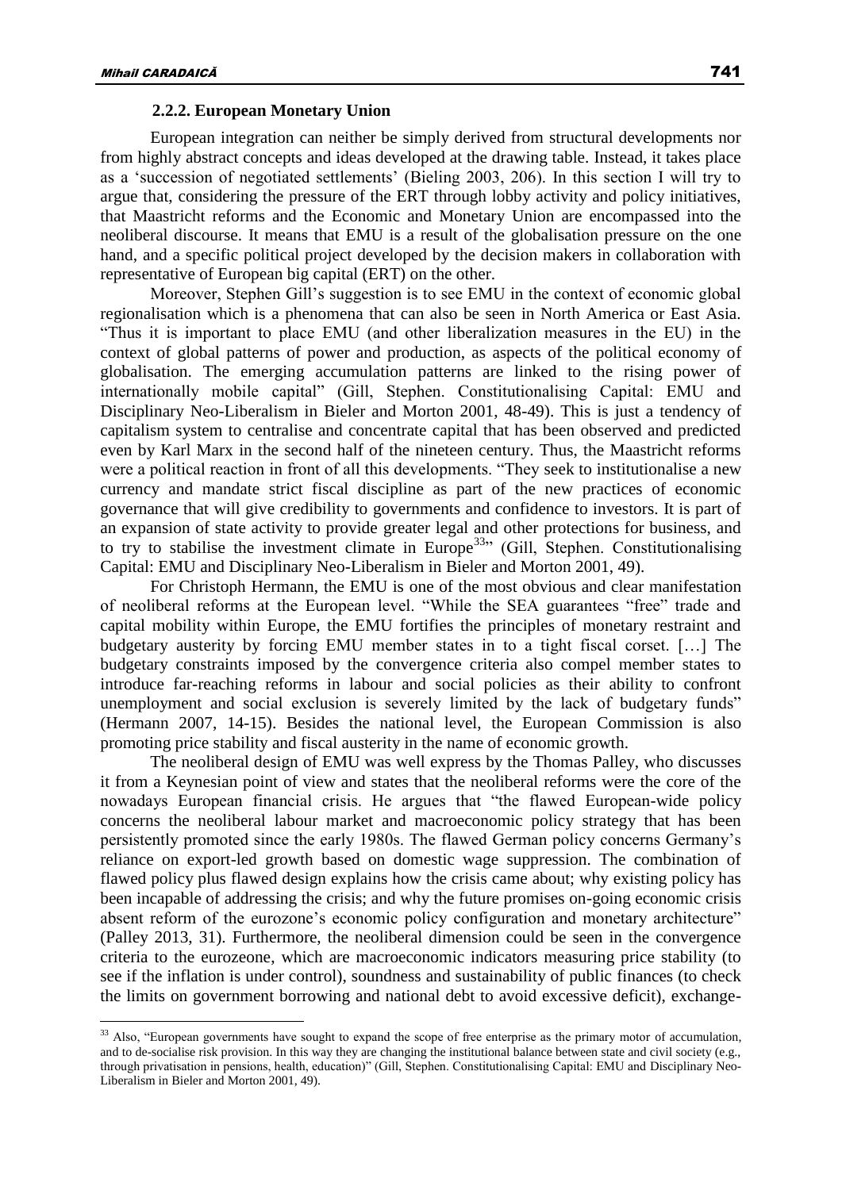### 2.2.2. European Monetary Union

European integration can neither be simply derived from structural developments nor from highly abstract concepts and ideas developed at the drawing table. Instead, it takes place as a 'succession of negotiated settlements' (Bieling 2003, 206). In this section I will try to argue that, considering the pressure of the ERT through lobby activity and policy initiatives, that Maastricht reforms and the Economic and Monetary Union are encompassed into the neoliberal discourse. It means that EMU is a result of the globalisation pressure on the one hand, and a specific political project developed by the decision makers in collaboration with representative of European big capital (ERT) on the other.

Moreover, Stephen Gill's suggestion is to see EMU in the context of economic global regionalisation which is a phenomena that can also be seen in North America or East Asia. "Thus it is important to place EMU (and other liberalization measures in the EU) in the context of global patterns of power and production, as aspects of the political economy of globalisation. The emerging accumulation patterns are linked to the rising power of internationally mobile capital" (Gill, Stephen. Constitutionalising Capital: EMU and Disciplinary Neo-Liberalism in Bieler and Morton 2001, 48-49). This is just a tendency of capitalism system to centralise and concentrate capital that has been observed and predicted even by Karl Marx in the second half of the nineteen century. Thus, the Maastricht reforms were a political reaction in front of all this developments. "They seek to institutionalise a new currency and mandate strict fiscal discipline as part of the new practices of economic governance that will give credibility to governments and confidence to investors. It is part of an expansion of state activity to provide greater legal and other protections for business, and to try to stabilise the investment climate in Europe[33]" (Gill, Stephen. Constitutionalising Capital: EMU and Disciplinary Neo-Liberalism in Bieler and Morton 2001, 49).

For Christoph Hermann, the EMU is one of the most obvious and clear manifestation of neoliberal reforms at the European level. "While the SEA guarantees "free" trade and capital mobility within Europe, the EMU fortifies the principles of monetary restraint and budgetary austerity by forcing EMU member states in to a tight fiscal corset. […] The budgetary constraints imposed by the convergence criteria also compel member states to introduce far-reaching reforms in labour and social policies as their ability to confront unemployment and social exclusion is severely limited by the lack of budgetary funds" (Hermann 2007, 14-15). Besides the national level, the European Commission is also promoting price stability and fiscal austerity in the name of economic growth.

The neoliberal design of EMU was well express by the Thomas Palley, who discusses it from a Keynesian point of view and states that the neoliberal reforms were the core of the nowadays European financial crisis. He argues that "the flawed European-wide policy concerns the neoliberal labour market and macroeconomic policy strategy that has been persistently promoted since the early 1980s. The flawed German policy concerns Germany's reliance on export-led growth based on domestic wage suppression. The combination of flawed policy plus flawed design explains how the crisis came about; why existing policy has been incapable of addressing the crisis; and why the future promises on-going economic crisis absent reform of the eurozone's economic policy configuration and monetary architecture" (Palley 2013, 31). Furthermore, the neoliberal dimension could be seen in the convergence criteria to the eurozeone, which are macroeconomic indicators measuring price stability (to see if the inflation is under control), soundness and sustainability of public finances (to check the limits on government borrowing and national debt to avoid excessive deficit), exchange-

[33] Also, "European governments have sought to expand the scope of free enterprise as the primary motor of accumulation, and to de-socialise risk provision. In this way they are changing the institutional balance between state and civil society (e.g., through privatisation in pensions, health, education)" (Gill, Stephen. Constitutionalising Capital: EMU and Disciplinary Neo-Liberalism in Bieler and Morton 2001, 49).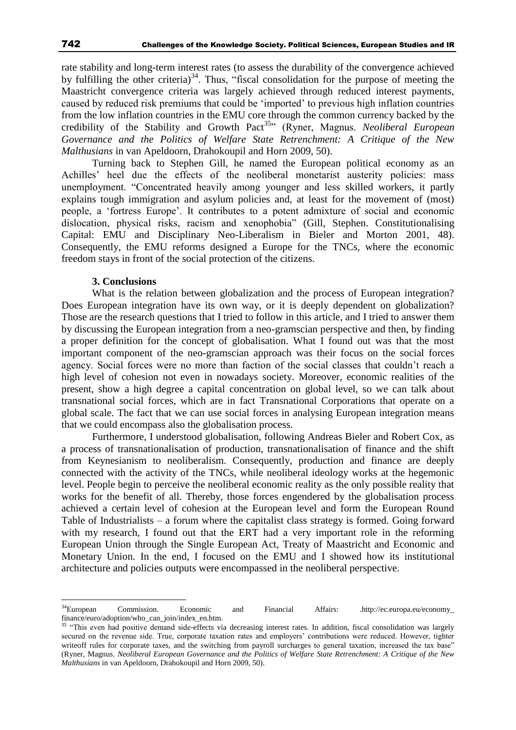rate stability and long-term interest rates (to assess the durability of the convergence achieved by fulfilling the other criteria)[34]. Thus, "fiscal consolidation for the purpose of meeting the Maastricht convergence criteria was largely achieved through reduced interest payments, caused by reduced risk premiums that could be 'imported' to previous high inflation countries from the low inflation countries in the EMU core through the common currency backed by the credibility of the Stability and Growth Pact[35]" (Ryner, Magnus. *Neoliberal European Governance and the Politics of Welfare State Retrenchment: A Critique of the New Malthusians* in van Apeldoorn, Drahokoupil and Horn 2009, 50).

Turning back to Stephen Gill, he named the European political economy as an Achilles' heel due the effects of the neoliberal monetarist austerity policies: mass unemployment. "Concentrated heavily among younger and less skilled workers, it partly explains tough immigration and asylum policies and, at least for the movement of (most) people, a 'fortress Europe'. It contributes to a potent admixture of social and economic dislocation, physical risks, racism and xenophobia" (Gill, Stephen. Constitutionalising Capital: EMU and Disciplinary Neo-Liberalism in Bieler and Morton 2001, 48). Consequently, the EMU reforms designed a Europe for the TNCs, where the economic freedom stays in front of the social protection of the citizens.

## 3. Conclusions

What is the relation between globalization and the process of European integration? Does European integration have its own way, or it is deeply dependent on globalization? Those are the research questions that I tried to follow in this article, and I tried to answer them by discussing the European integration from a neo-gramscian perspective and then, by finding a proper definition for the concept of globalisation. What I found out was that the most important component of the neo-gramscian approach was their focus on the social forces agency. Social forces were no more than faction of the social classes that couldn't reach a high level of cohesion not even in nowadays society. Moreover, economic realities of the present, show a high degree a capital concentration on global level, so we can talk about transnational social forces, which are in fact Transnational Corporations that operate on a global scale. The fact that we can use social forces in analysing European integration means that we could encompass also the globalisation process.

Furthermore, I understood globalisation, following Andreas Bieler and Robert Cox, as a process of transnationalisation of production, transnationalisation of finance and the shift from Keynesianism to neoliberalism. Consequently, production and finance are deeply connected with the activity of the TNCs, while neoliberal ideology works at the hegemonic level. People begin to perceive the neoliberal economic reality as the only possible reality that works for the benefit of all. Thereby, those forces engendered by the globalisation process achieved a certain level of cohesion at the European level and form the European Round Table of Industrialists – a forum where the capitalist class strategy is formed. Going forward with my research, I found out that the ERT had a very important role in the reforming European Union through the Single European Act, Treaty of Maastricht and Economic and Monetary Union. In the end, I focused on the EMU and I showed how its institutional architecture and policies outputs were encompassed in the neoliberal perspective.

---

[34] European Commission. Economic and Financial Affairs: .http://ec.europa.eu/economy_finance/euro/adoption/who_can_join/index_en.htm.

[35] "This even had positive demand side-effects via decreasing interest rates. In addition, fiscal consolidation was largely secured on the revenue side. True, corporate taxation rates and employers' contributions were reduced. However, tighter writeoff rules for corporate taxes, and the switching from payroll surcharges to general taxation, increased the tax base" (Ryner, Magnus. *Neoliberal European Governance and the Politics of Welfare State Retrenchment: A Critique of the New Malthusians* in van Apeldoorn, Drahokoupil and Horn 2009, 50).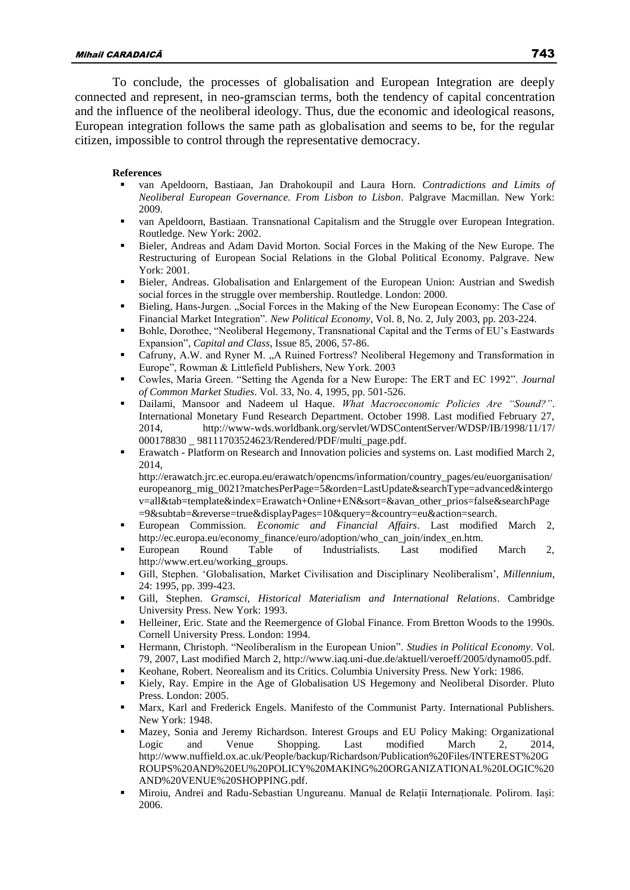To conclude, the processes of globalisation and European Integration are deeply connected and represent, in neo-gramscian terms, both the tendency of capital concentration and the influence of the neoliberal ideology. Thus, due the economic and ideological reasons, European integration follows the same path as globalisation and seems to be, for the regular citizen, impossible to control through the representative democracy.

**References**

- van Apeldoorn, Bastiaan, Jan Drahokoupil and Laura Horn. *Contradictions and Limits of Neoliberal European Governance. From Lisbon to Lisbon*. Palgrave Macmillan. New York: 2009.
- van Apeldoorn, Bastiaan. Transnational Capitalism and the Struggle over European Integration. Routledge. New York: 2002.
- Bieler, Andreas and Adam David Morton. Social Forces in the Making of the New Europe. The Restructuring of European Social Relations in the Global Political Economy. Palgrave. New York: 2001.
- Bieler, Andreas. Globalisation and Enlargement of the European Union: Austrian and Swedish social forces in the struggle over membership. Routledge. London: 2000.
- Bieling, Hans-Jurgen. „Social Forces in the Making of the New European Economy: The Case of Financial Market Integration". *New Political Economy*, Vol. 8, No. 2, July 2003, pp. 203-224.
- Bohle, Dorothee, "Neoliberal Hegemony, Transnational Capital and the Terms of EU's Eastwards Expansion", *Capital and Class*, Issue 85, 2006, 57-86.
- Cafruny, A.W. and Ryner M. „A Ruined Fortress? Neoliberal Hegemony and Transformation in Europe", Rowman & Littlefield Publishers, New York. 2003
- Cowles, Maria Green. "Setting the Agenda for a New Europe: The ERT and EC 1992". *Journal of Common Market Studies*. Vol. 33, No. 4, 1995, pp. 501-526.
- Dailami, Mansoor and Nadeem ul Haque. *What Macroeconomic Policies Are "Sound?"*. International Monetary Fund Research Department. October 1998. Last modified February 27, 2014, http://www-wds.worldbank.org/servlet/WDSContentServer/WDSP/IB/1998/11/17/000178830 _ 98111703524623/Rendered/PDF/multi_page.pdf.
- Erawatch - Platform on Research and Innovation policies and systems on. Last modified March 2, 2014, http://erawatch.jrc.ec.europa.eu/erawatch/opencms/information/country_pages/eu/euorganisation/europeanorg_mig_0021?matchesPerPage=5&orden=LastUpdate&searchType=advanced&intergov=all&tab=template&index=Erawatch+Online+EN&sort=&avan_other_prios=false&searchPage=9&subtab=&reverse=true&displayPages=10&query=&country=eu&action=search.
- European Commission. *Economic and Financial Affairs*. Last modified March 2, http://ec.europa.eu/economy_finance/euro/adoption/who_can_join/index_en.htm.
- European Round Table of Industrialists. Last modified March 2, http://www.ert.eu/working_groups.
- Gill, Stephen. 'Globalisation, Market Civilisation and Disciplinary Neoliberalism', *Millennium*, 24: 1995, pp. 399-423.
- Gill, Stephen. *Gramsci, Historical Materialism and International Relations*. Cambridge University Press. New York: 1993.
- Helleiner, Eric. State and the Reemergence of Global Finance. From Bretton Woods to the 1990s. Cornell University Press. London: 1994.
- Hermann, Christoph. "Neoliberalism in the European Union". *Studies in Political Economy*. Vol. 79, 2007, Last modified March 2, http://www.iaq.uni-due.de/aktuell/veroeff/2005/dynamo05.pdf.
- Keohane, Robert. Neorealism and its Critics. Columbia University Press. New York: 1986.
- Kiely, Ray. Empire in the Age of Globalisation US Hegemony and Neoliberal Disorder. Pluto Press. London: 2005.
- Marx, Karl and Frederick Engels. Manifesto of the Communist Party. International Publishers. New York: 1948.
- Mazey, Sonia and Jeremy Richardson. Interest Groups and EU Policy Making: Organizational Logic and Venue Shopping. Last modified March 2, 2014, http://www.nuffield.ox.ac.uk/People/backup/Richardson/Publication%20Files/INTEREST%20GROUPS%20AND%20EU%20POLICY%20MAKING%20ORGANIZATIONAL%20LOGIC%20AND%20VENUE%20SHOPPING.pdf.
- Miroiu, Andrei and Radu-Sebastian Ungureanu. Manual de Relații Internaționale. Polirom. Iași: 2006.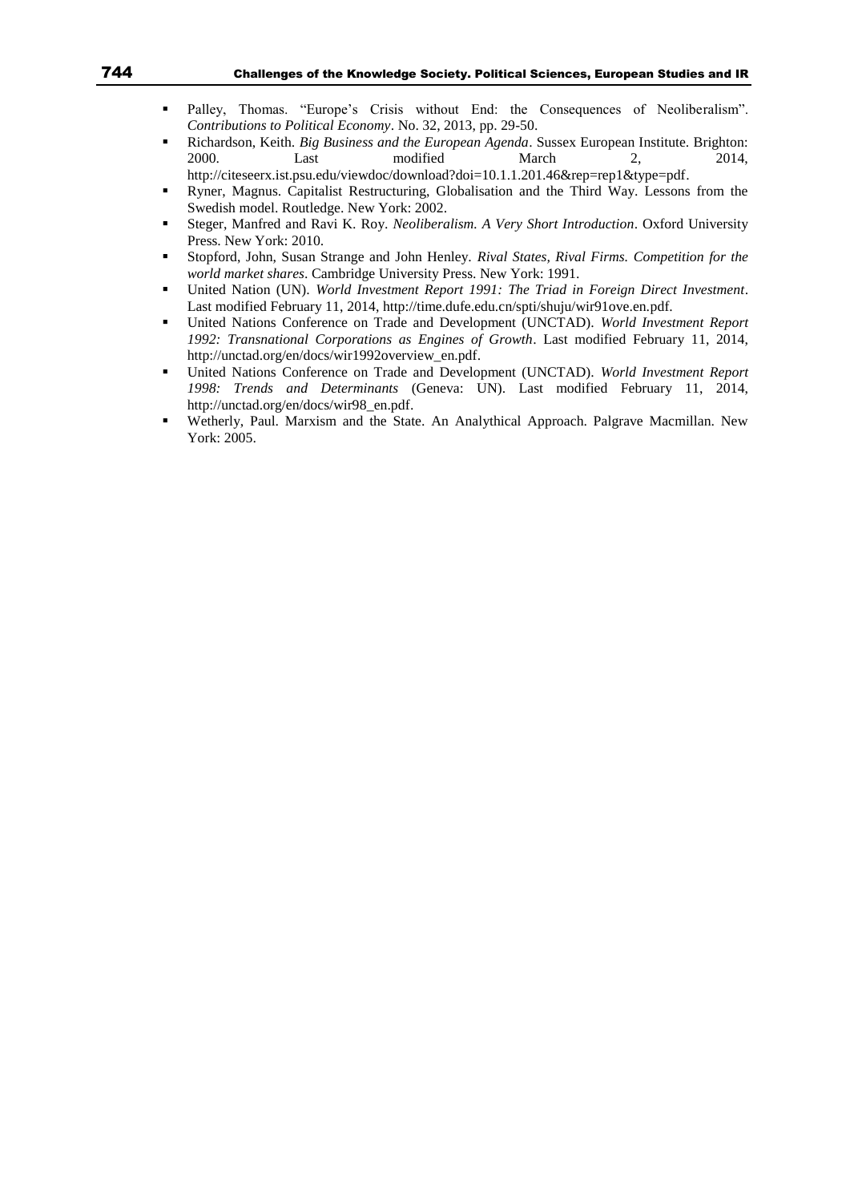- Palley, Thomas. "Europe's Crisis without End: the Consequences of Neoliberalism". *Contributions to Political Economy*. No. 32, 2013, pp. 29-50.
- Richardson, Keith. *Big Business and the European Agenda*. Sussex European Institute. Brighton: 2000. Last modified March 2, 2014, http://citeseerx.ist.psu.edu/viewdoc/download?doi=10.1.1.201.46&rep=rep1&type=pdf.
- Ryner, Magnus. Capitalist Restructuring, Globalisation and the Third Way. Lessons from the Swedish model. Routledge. New York: 2002.
- Steger, Manfred and Ravi K. Roy. *Neoliberalism. A Very Short Introduction*. Oxford University Press. New York: 2010.
- Stopford, John, Susan Strange and John Henley. *Rival States, Rival Firms. Competition for the world market shares*. Cambridge University Press. New York: 1991.
- United Nation (UN). *World Investment Report 1991: The Triad in Foreign Direct Investment*. Last modified February 11, 2014, http://time.dufe.edu.cn/spti/shuju/wir91ove.en.pdf.
- United Nations Conference on Trade and Development (UNCTAD). *World Investment Report 1992: Transnational Corporations as Engines of Growth*. Last modified February 11, 2014, http://unctad.org/en/docs/wir1992overview_en.pdf.
- United Nations Conference on Trade and Development (UNCTAD). *World Investment Report 1998: Trends and Determinants* (Geneva: UN). Last modified February 11, 2014, http://unctad.org/en/docs/wir98_en.pdf.
- Wetherly, Paul. Marxism and the State. An Analythical Approach. Palgrave Macmillan. New York: 2005.